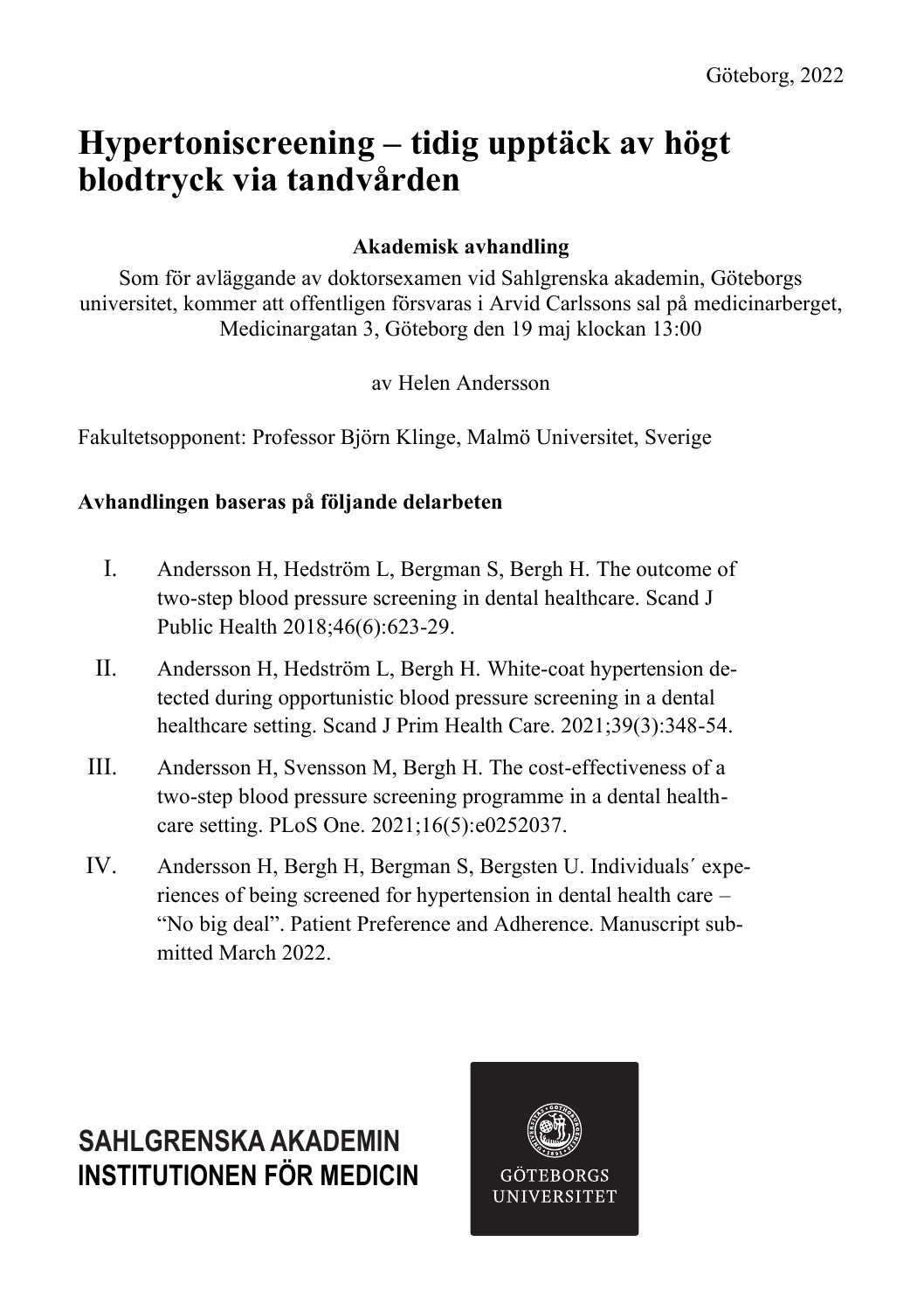Göteborg, 2022

# Hypertoniscreening – tidig upptäck av högt blodtryck via tandvården

**Akademisk avhandling**

Som för avläggande av doktorsexamen vid Sahlgrenska akademin, Göteborgs universitet, kommer att offentligen försvaras i Arvid Carlssons sal på medicinarberget, Medicinargatan 3, Göteborg den 19 maj klockan 13:00

av Helen Andersson

Fakultetsopponent: Professor Björn Klinge, Malmö Universitet, Sverige

**Avhandlingen baseras på följande delarbeten**

I. Andersson H, Hedström L, Bergman S, Bergh H. The outcome of two-step blood pressure screening in dental healthcare. Scand J Public Health 2018;46(6):623-29.

II. Andersson H, Hedström L, Bergh H. White-coat hypertension detected during opportunistic blood pressure screening in a dental healthcare setting. Scand J Prim Health Care. 2021;39(3):348-54.

III. Andersson H, Svensson M, Bergh H. The cost-effectiveness of a two-step blood pressure screening programme in a dental health-care setting. PLoS One. 2021;16(5):e0252037.

IV. Andersson H, Bergh H, Bergman S, Bergsten U. Individuals´ experiences of being screened for hypertension in dental health care – "No big deal". Patient Preference and Adherence. Manuscript submitted March 2022.

**SAHLGRENSKA AKADEMIN**
**INSTITUTIONEN FÖR MEDICIN**

GÖTEBORGS UNIVERSITET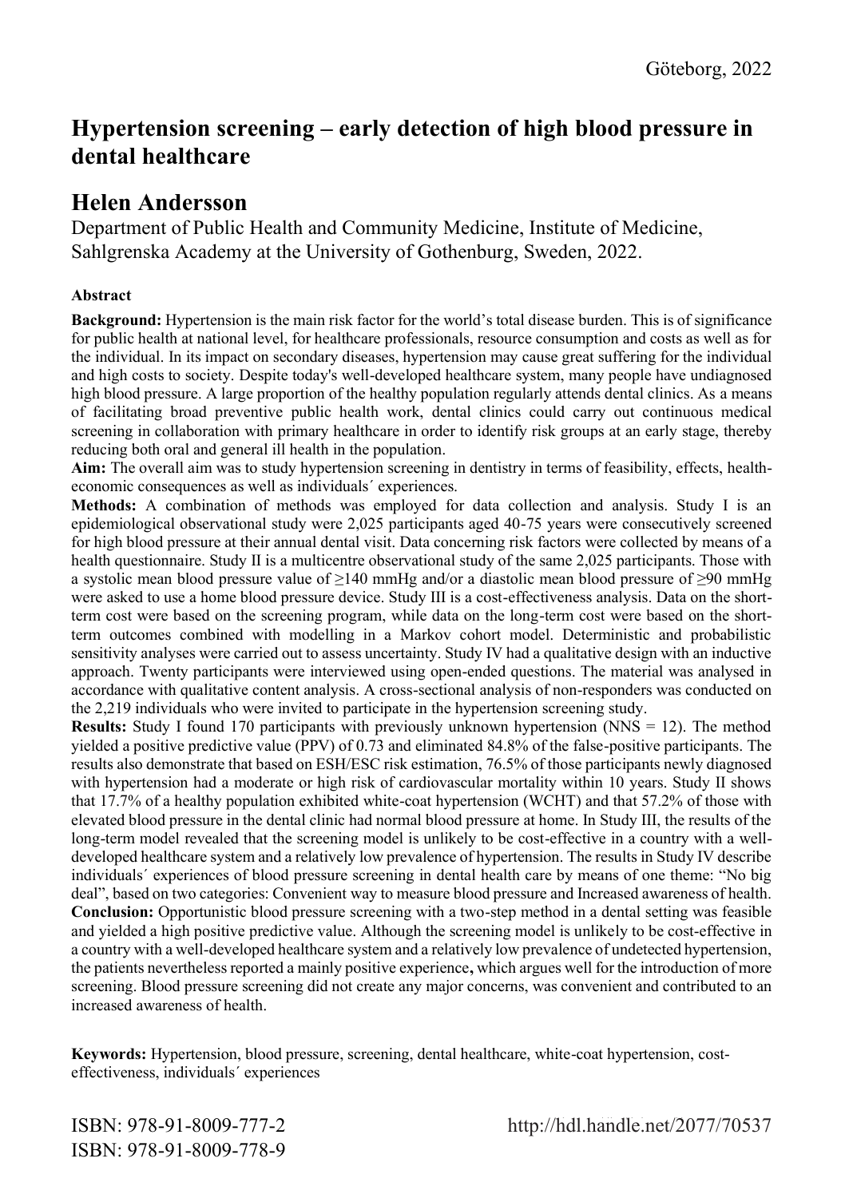Göteborg, 2022

# Hypertension screening – early detection of high blood pressure in dental healthcare

## Helen Andersson

Department of Public Health and Community Medicine, Institute of Medicine, Sahlgrenska Academy at the University of Gothenburg, Sweden, 2022.

### Abstract

**Background:** Hypertension is the main risk factor for the world's total disease burden. This is of significance for public health at national level, for healthcare professionals, resource consumption and costs as well as for the individual. In its impact on secondary diseases, hypertension may cause great suffering for the individual and high costs to society. Despite today's well-developed healthcare system, many people have undiagnosed high blood pressure. A large proportion of the healthy population regularly attends dental clinics. As a means of facilitating broad preventive public health work, dental clinics could carry out continuous medical screening in collaboration with primary healthcare in order to identify risk groups at an early stage, thereby reducing both oral and general ill health in the population.

**Aim:** The overall aim was to study hypertension screening in dentistry in terms of feasibility, effects, health-economic consequences as well as individuals´ experiences.

**Methods:** A combination of methods was employed for data collection and analysis. Study I is an epidemiological observational study were 2,025 participants aged 40-75 years were consecutively screened for high blood pressure at their annual dental visit. Data concerning risk factors were collected by means of a health questionnaire. Study II is a multicentre observational study of the same 2,025 participants. Those with a systolic mean blood pressure value of ≥140 mmHg and/or a diastolic mean blood pressure of ≥90 mmHg were asked to use a home blood pressure device. Study III is a cost-effectiveness analysis. Data on the short-term cost were based on the screening program, while data on the long-term cost were based on the short-term outcomes combined with modelling in a Markov cohort model. Deterministic and probabilistic sensitivity analyses were carried out to assess uncertainty. Study IV had a qualitative design with an inductive approach. Twenty participants were interviewed using open-ended questions. The material was analysed in accordance with qualitative content analysis. A cross-sectional analysis of non-responders was conducted on the 2,219 individuals who were invited to participate in the hypertension screening study.

**Results:** Study I found 170 participants with previously unknown hypertension (NNS = 12). The method yielded a positive predictive value (PPV) of 0.73 and eliminated 84.8% of the false-positive participants. The results also demonstrate that based on ESH/ESC risk estimation, 76.5% of those participants newly diagnosed with hypertension had a moderate or high risk of cardiovascular mortality within 10 years. Study II shows that 17.7% of a healthy population exhibited white-coat hypertension (WCHT) and that 57.2% of those with elevated blood pressure in the dental clinic had normal blood pressure at home. In Study III, the results of the long-term model revealed that the screening model is unlikely to be cost-effective in a country with a well-developed healthcare system and a relatively low prevalence of hypertension. The results in Study IV describe individuals´ experiences of blood pressure screening in dental health care by means of one theme: "No big deal", based on two categories: Convenient way to measure blood pressure and Increased awareness of health.

**Conclusion:** Opportunistic blood pressure screening with a two-step method in a dental setting was feasible and yielded a high positive predictive value. Although the screening model is unlikely to be cost-effective in a country with a well-developed healthcare system and a relatively low prevalence of undetected hypertension, the patients nevertheless reported a mainly positive experience**,** which argues well for the introduction of more screening. Blood pressure screening did not create any major concerns, was convenient and contributed to an increased awareness of health.

**Keywords:** Hypertension, blood pressure, screening, dental healthcare, white-coat hypertension, cost-effectiveness, individuals´ experiences

ISBN: 978-91-8009-777-2
ISBN: 978-91-8009-778-9

http://hdl.handle.net/2077/70537